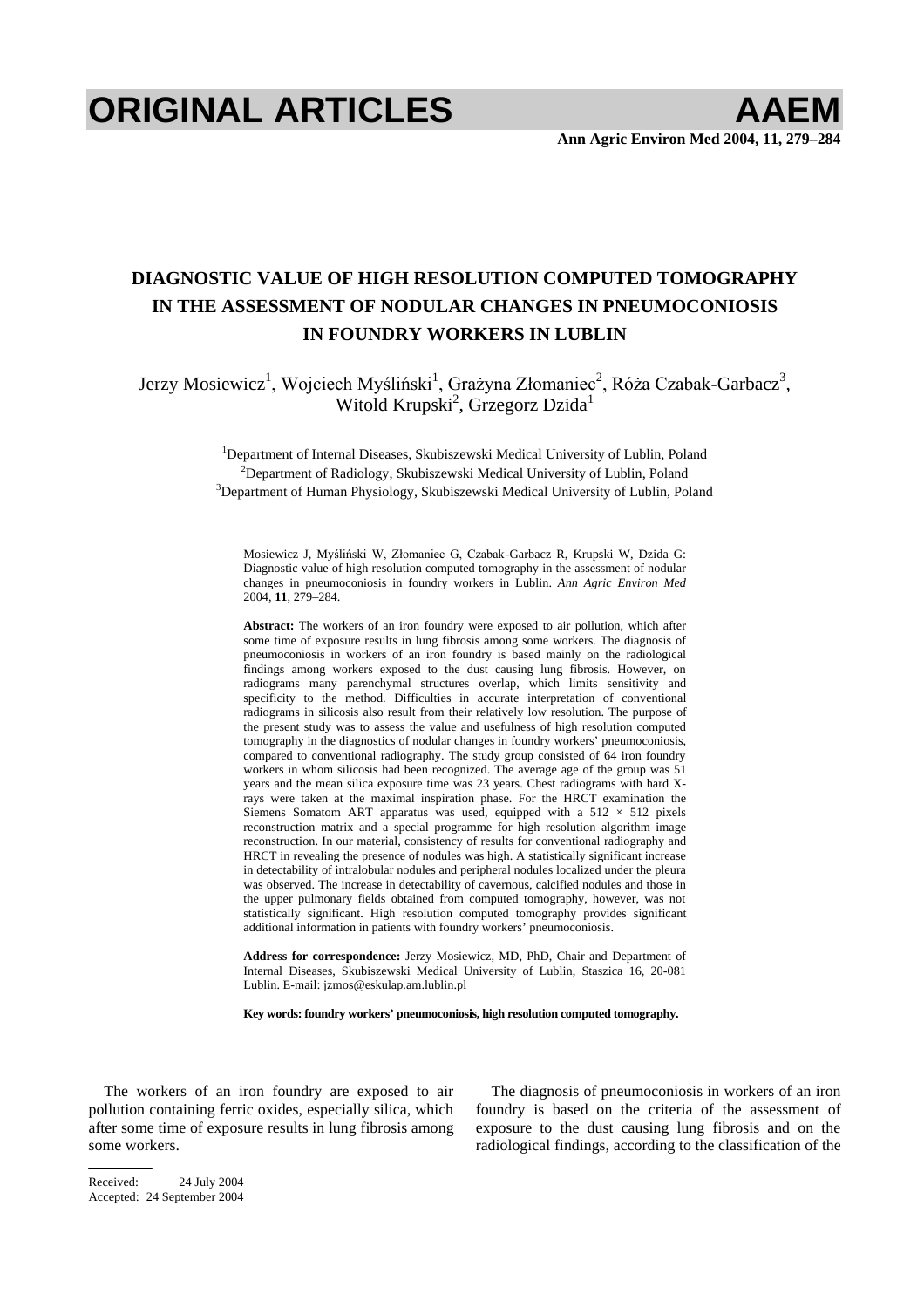# DIAGNOSTIC VALUE OF HIGH RESOLUTION COMPUTED TOMOGRAPHY IN THE ASSESSMENT OF NODULAR CHANGES IN PNEUMOCONIOSIS IN FOUNDRY WORKERS IN LUBLIN

Jerzy Mosiewicz[1], Wojciech Myśliński[1], Grażyna Złomaniec[2], Róża Czabak-Garbacz[3], Witold Krupski[2], Grzegorz Dzida[1]

[1]Department of Internal Diseases, Skubiszewski Medical University of Lublin, Poland
[2]Department of Radiology, Skubiszewski Medical University of Lublin, Poland
[3]Department of Human Physiology, Skubiszewski Medical University of Lublin, Poland

Mosiewicz J, Myśliński W, Złomaniec G, Czabak-Garbacz R, Krupski W, Dzida G: Diagnostic value of high resolution computed tomography in the assessment of nodular changes in pneumoconiosis in foundry workers in Lublin. *Ann Agric Environ Med* 2004, **11**, 279–284.

**Abstract:** The workers of an iron foundry were exposed to air pollution, which after some time of exposure results in lung fibrosis among some workers. The diagnosis of pneumoconiosis in workers of an iron foundry is based mainly on the radiological findings among workers exposed to the dust causing lung fibrosis. However, on radiograms many parenchymal structures overlap, which limits sensitivity and specificity to the method. Difficulties in accurate interpretation of conventional radiograms in silicosis also result from their relatively low resolution. The purpose of the present study was to assess the value and usefulness of high resolution computed tomography in the diagnostics of nodular changes in foundry workers' pneumoconiosis, compared to conventional radiography. The study group consisted of 64 iron foundry workers in whom silicosis had been recognized. The average age of the group was 51 years and the mean silica exposure time was 23 years. Chest radiograms with hard X-rays were taken at the maximal inspiration phase. For the HRCT examination the Siemens Somatom ART apparatus was used, equipped with a 512 × 512 pixels reconstruction matrix and a special programme for high resolution algorithm image reconstruction. In our material, consistency of results for conventional radiography and HRCT in revealing the presence of nodules was high. A statistically significant increase in detectability of intralobular nodules and peripheral nodules localized under the pleura was observed. The increase in detectability of cavernous, calcified nodules and those in the upper pulmonary fields obtained from computed tomography, however, was not statistically significant. High resolution computed tomography provides significant additional information in patients with foundry workers' pneumoconiosis.

**Address for correspondence:** Jerzy Mosiewicz, MD, PhD, Chair and Department of Internal Diseases, Skubiszewski Medical University of Lublin, Staszica 16, 20-081 Lublin. E-mail: jzmos@eskulap.am.lublin.pl

**Key words: foundry workers' pneumoconiosis, high resolution computed tomography.**

The workers of an iron foundry are exposed to air pollution containing ferric oxides, especially silica, which after some time of exposure results in lung fibrosis among some workers.

The diagnosis of pneumoconiosis in workers of an iron foundry is based on the criteria of the assessment of exposure to the dust causing lung fibrosis and on the radiological findings, according to the classification of the

Received: 24 July 2004
Accepted: 24 September 2004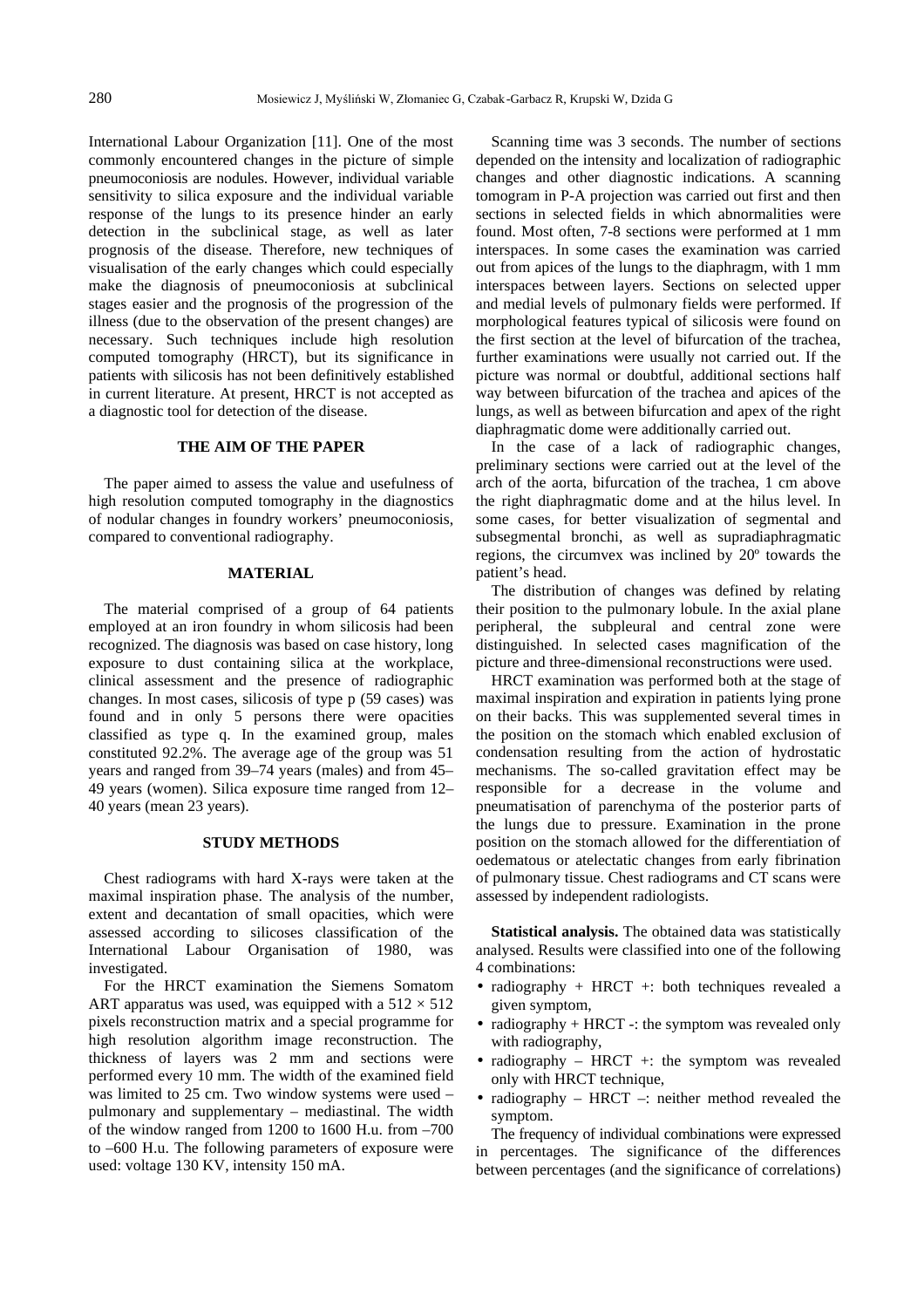International Labour Organization [11]. One of the most commonly encountered changes in the picture of simple pneumoconiosis are nodules. However, individual variable sensitivity to silica exposure and the individual variable response of the lungs to its presence hinder an early detection in the subclinical stage, as well as later prognosis of the disease. Therefore, new techniques of visualisation of the early changes which could especially make the diagnosis of pneumoconiosis at subclinical stages easier and the prognosis of the progression of the illness (due to the observation of the present changes) are necessary. Such techniques include high resolution computed tomography (HRCT), but its significance in patients with silicosis has not been definitively established in current literature. At present, HRCT is not accepted as a diagnostic tool for detection of the disease.

## THE AIM OF THE PAPER

The paper aimed to assess the value and usefulness of high resolution computed tomography in the diagnostics of nodular changes in foundry workers' pneumoconiosis, compared to conventional radiography.

## MATERIAL

The material comprised of a group of 64 patients employed at an iron foundry in whom silicosis had been recognized. The diagnosis was based on case history, long exposure to dust containing silica at the workplace, clinical assessment and the presence of radiographic changes. In most cases, silicosis of type p (59 cases) was found and in only 5 persons there were opacities classified as type q. In the examined group, males constituted 92.2%. The average age of the group was 51 years and ranged from 39–74 years (males) and from 45–49 years (women). Silica exposure time ranged from 12–40 years (mean 23 years).

## STUDY METHODS

Chest radiograms with hard X-rays were taken at the maximal inspiration phase. The analysis of the number, extent and decantation of small opacities, which were assessed according to silicoses classification of the International Labour Organisation of 1980, was investigated.

For the HRCT examination the Siemens Somatom ART apparatus was used, was equipped with a $512 \times 512$ pixels reconstruction matrix and a special programme for high resolution algorithm image reconstruction. The thickness of layers was 2 mm and sections were performed every 10 mm. The width of the examined field was limited to 25 cm. Two window systems were used – pulmonary and supplementary – mediastinal. The width of the window ranged from 1200 to 1600 H.u. from –700 to –600 H.u. The following parameters of exposure were used: voltage 130 KV, intensity 150 mA.

Scanning time was 3 seconds. The number of sections depended on the intensity and localization of radiographic changes and other diagnostic indications. A scanning tomogram in P-A projection was carried out first and then sections in selected fields in which abnormalities were found. Most often, 7-8 sections were performed at 1 mm interspaces. In some cases the examination was carried out from apices of the lungs to the diaphragm, with 1 mm interspaces between layers. Sections on selected upper and medial levels of pulmonary fields were performed. If morphological features typical of silicosis were found on the first section at the level of bifurcation of the trachea, further examinations were usually not carried out. If the picture was normal or doubtful, additional sections half way between bifurcation of the trachea and apices of the lungs, as well as between bifurcation and apex of the right diaphragmatic dome were additionally carried out.

In the case of a lack of radiographic changes, preliminary sections were carried out at the level of the arch of the aorta, bifurcation of the trachea, 1 cm above the right diaphragmatic dome and at the hilus level. In some cases, for better visualization of segmental and subsegmental bronchi, as well as supradiaphragmatic regions, the circumvex was inclined by 20º towards the patient's head.

The distribution of changes was defined by relating their position to the pulmonary lobule. In the axial plane peripheral, the subpleural and central zone were distinguished. In selected cases magnification of the picture and three-dimensional reconstructions were used.

HRCT examination was performed both at the stage of maximal inspiration and expiration in patients lying prone on their backs. This was supplemented several times in the position on the stomach which enabled exclusion of condensation resulting from the action of hydrostatic mechanisms. The so-called gravitation effect may be responsible for a decrease in the volume and pneumatisation of parenchyma of the posterior parts of the lungs due to pressure. Examination in the prone position on the stomach allowed for the differentiation of oedematous or atelectatic changes from early fibrination of pulmonary tissue. Chest radiograms and CT scans were assessed by independent radiologists.

**Statistical analysis.** The obtained data was statistically analysed. Results were classified into one of the following 4 combinations:

- radiography + HRCT +: both techniques revealed a given symptom,
- radiography + HRCT -: the symptom was revealed only with radiography,
- radiography – HRCT +: the symptom was revealed only with HRCT technique,
- radiography – HRCT –: neither method revealed the symptom.

The frequency of individual combinations were expressed in percentages. The significance of the differences between percentages (and the significance of correlations)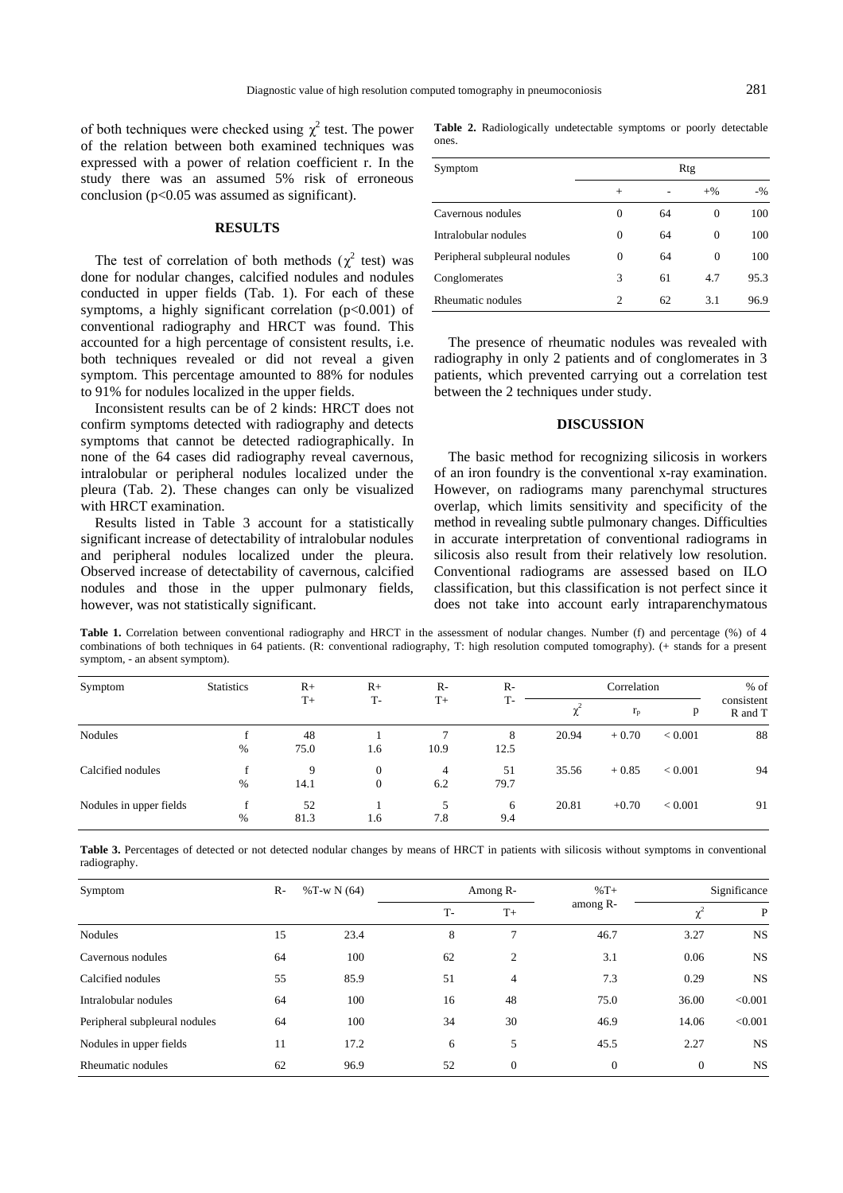of both techniques were checked using $\chi^2$ test. The power of the relation between both examined techniques was expressed with a power of relation coefficient r. In the study there was an assumed 5% risk of erroneous conclusion ($p<0.05$ was assumed as significant).

## RESULTS

The test of correlation of both methods ($\chi^2$ test) was done for nodular changes, calcified nodules and nodules conducted in upper fields (Tab. 1). For each of these symptoms, a highly significant correlation ($p<0.001$) of conventional radiography and HRCT was found. This accounted for a high percentage of consistent results, i.e. both techniques revealed or did not reveal a given symptom. This percentage amounted to 88% for nodules to 91% for nodules localized in the upper fields.

Inconsistent results can be of 2 kinds: HRCT does not confirm symptoms detected with radiography and detects symptoms that cannot be detected radiographically. In none of the 64 cases did radiography reveal cavernous, intralobular or peripheral nodules localized under the pleura (Tab. 2). These changes can only be visualized with HRCT examination.

Results listed in Table 3 account for a statistically significant increase of detectability of intralobular nodules and peripheral nodules localized under the pleura. Observed increase of detectability of cavernous, calcified nodules and those in the upper pulmonary fields, however, was not statistically significant.

**Table 2.** Radiologically undetectable symptoms or poorly detectable ones.

| Symptom | Rtg | | | |
|---|---|---|---|---|
| | + | - | +% | -% |
| Cavernous nodules | 0 | 64 | 0 | 100 |
| Intralobular nodules | 0 | 64 | 0 | 100 |
| Peripheral subpleural nodules | 0 | 64 | 0 | 100 |
| Conglomerates | 3 | 61 | 4.7 | 95.3 |
| Rheumatic nodules | 2 | 62 | 3.1 | 96.9 |

The presence of rheumatic nodules was revealed with radiography in only 2 patients and of conglomerates in 3 patients, which prevented carrying out a correlation test between the 2 techniques under study.

## DISCUSSION

The basic method for recognizing silicosis in workers of an iron foundry is the conventional x-ray examination. However, on radiograms many parenchymal structures overlap, which limits sensitivity and specificity of the method in revealing subtle pulmonary changes. Difficulties in accurate interpretation of conventional radiograms in silicosis also result from their relatively low resolution. Conventional radiograms are assessed based on ILO classification, but this classification is not perfect since it does not take into account early intraparenchymatous

**Table 1.** Correlation between conventional radiography and HRCT in the assessment of nodular changes. Number (f) and percentage (%) of 4 combinations of both techniques in 64 patients. (R: conventional radiography, T: high resolution computed tomography). (+ stands for a present symptom, - an absent symptom).

| Symptom | Statistics | R+ T+ | R+ T- | R- T+ | R- T- | Correlation $\chi^2$ | Correlation $r_p$ | Correlation p | % of consistent R and T |
|---|---|---|---|---|---|---|---|---|---|
| Nodules | f | 48 | 1 | 7 | 8 | 20.94 | + 0.70 | < 0.001 | 88 |
| | % | 75.0 | 1.6 | 10.9 | 12.5 | | | | |
| Calcified nodules | f | 9 | 0 | 4 | 51 | 35.56 | + 0.85 | < 0.001 | 94 |
| | % | 14.1 | 0 | 6.2 | 79.7 | | | | |
| Nodules in upper fields | f | 52 | 1 | 5 | 6 | 20.81 | +0.70 | < 0.001 | 91 |
| | % | 81.3 | 1.6 | 7.8 | 9.4 | | | | |

**Table 3.** Percentages of detected or not detected nodular changes by means of HRCT in patients with silicosis without symptoms in conventional radiography.

| Symptom | R- | %T-w N (64) | Among R- | | %T+ among R- | Significance | |
|---|---|---|---|---|---|---|---|
| | | | T- | T+ | | $\chi^2$ | P |
| Nodules | 15 | 23.4 | 8 | 7 | 46.7 | 3.27 | NS |
| Cavernous nodules | 64 | 100 | 62 | 2 | 3.1 | 0.06 | NS |
| Calcified nodules | 55 | 85.9 | 51 | 4 | 7.3 | 0.29 | NS |
| Intralobular nodules | 64 | 100 | 16 | 48 | 75.0 | 36.00 | <0.001 |
| Peripheral subpleural nodules | 64 | 100 | 34 | 30 | 46.9 | 14.06 | <0.001 |
| Nodules in upper fields | 11 | 17.2 | 6 | 5 | 45.5 | 2.27 | NS |
| Rheumatic nodules | 62 | 96.9 | 52 | 0 | 0 | 0 | NS |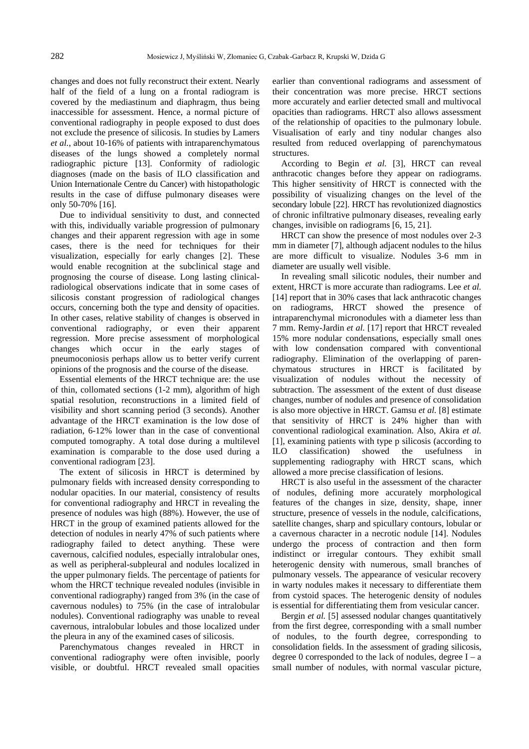changes and does not fully reconstruct their extent. Nearly half of the field of a lung on a frontal radiogram is covered by the mediastinum and diaphragm, thus being inaccessible for assessment. Hence, a normal picture of conventional radiography in people exposed to dust does not exclude the presence of silicosis. In studies by Lamers *et al.*, about 10-16% of patients with intraparenchymatous diseases of the lungs showed a completely normal radiographic picture [13]. Conformity of radiologic diagnoses (made on the basis of ILO classification and Union Internationale Centre du Cancer) with histopathologic results in the case of diffuse pulmonary diseases were only 50-70% [16].

Due to individual sensitivity to dust, and connected with this, individually variable progression of pulmonary changes and their apparent regression with age in some cases, there is the need for techniques for their visualization, especially for early changes [2]. These would enable recognition at the subclinical stage and prognosing the course of disease. Long lasting clinical-radiological observations indicate that in some cases of silicosis constant progression of radiological changes occurs, concerning both the type and density of opacities. In other cases, relative stability of changes is observed in conventional radiography, or even their apparent regression. More precise assessment of morphological changes which occur in the early stages of pneumoconiosis perhaps allow us to better verify current opinions of the prognosis and the course of the disease.

Essential elements of the HRCT technique are: the use of thin, collomated sections (1-2 mm), algorithm of high spatial resolution, reconstructions in a limited field of visibility and short scanning period (3 seconds). Another advantage of the HRCT examination is the low dose of radiation, 6-12% lower than in the case of conventional computed tomography. A total dose during a multilevel examination is comparable to the dose used during a conventional radiogram [23].

The extent of silicosis in HRCT is determined by pulmonary fields with increased density corresponding to nodular opacities. In our material, consistency of results for conventional radiography and HRCT in revealing the presence of nodules was high (88%). However, the use of HRCT in the group of examined patients allowed for the detection of nodules in nearly 47% of such patients where radiography failed to detect anything. These were cavernous, calcified nodules, especially intralobular ones, as well as peripheral-subpleural and nodules localized in the upper pulmonary fields. The percentage of patients for whom the HRCT technique revealed nodules (invisible in conventional radiography) ranged from 3% (in the case of cavernous nodules) to 75% (in the case of intralobular nodules). Conventional radiography was unable to reveal cavernous, intralobular lobules and those localized under the pleura in any of the examined cases of silicosis.

Parenchymatous changes revealed in HRCT in conventional radiography were often invisible, poorly visible, or doubtful. HRCT revealed small opacities earlier than conventional radiograms and assessment of their concentration was more precise. HRCT sections more accurately and earlier detected small and multivocal opacities than radiograms. HRCT also allows assessment of the relationship of opacities to the pulmonary lobule. Visualisation of early and tiny nodular changes also resulted from reduced overlapping of parenchymatous structures.

According to Begin *et al.* [3], HRCT can reveal anthracotic changes before they appear on radiograms. This higher sensitivity of HRCT is connected with the possibility of visualizing changes on the level of the secondary lobule [22]. HRCT has revolutionized diagnostics of chronic infiltrative pulmonary diseases, revealing early changes, invisible on radiograms [6, 15, 21].

HRCT can show the presence of most nodules over 2-3 mm in diameter [7], although adjacent nodules to the hilus are more difficult to visualize. Nodules 3-6 mm in diameter are usually well visible.

In revealing small silicotic nodules, their number and extent, HRCT is more accurate than radiograms. Lee *et al.* [14] report that in 30% cases that lack anthracotic changes on radiograms, HRCT showed the presence of intraparenchymal micronodules with a diameter less than 7 mm. Remy-Jardin *et al.* [17] report that HRCT revealed 15% more nodular condensations, especially small ones with low condensation compared with conventional radiography. Elimination of the overlapping of parenchymatous structures in HRCT is facilitated by visualization of nodules without the necessity of subtraction. The assessment of the extent of dust disease changes, number of nodules and presence of consolidation is also more objective in HRCT. Gamsu *et al.* [8] estimate that sensitivity of HRCT is 24% higher than with conventional radiological examination. Also, Akira *et al.* [1], examining patients with type p silicosis (according to ILO classification) showed the usefulness in supplementing radiography with HRCT scans, which allowed a more precise classification of lesions.

HRCT is also useful in the assessment of the character of nodules, defining more accurately morphological features of the changes in size, density, shape, inner structure, presence of vessels in the nodule, calcifications, satellite changes, sharp and spicullary contours, lobular or a cavernous character in a necrotic nodule [14]. Nodules undergo the process of contraction and then form indistinct or irregular contours. They exhibit small heterogenic density with numerous, small branches of pulmonary vessels. The appearance of vesicular recovery in warty nodules makes it necessary to differentiate them from cystoid spaces. The heterogenic density of nodules is essential for differentiating them from vesicular cancer.

Bergin *et al.* [5] assessed nodular changes quantitatively from the first degree, corresponding with a small number of nodules, to the fourth degree, corresponding to consolidation fields. In the assessment of grading silicosis, degree 0 corresponded to the lack of nodules, degree I – a small number of nodules, with normal vascular picture,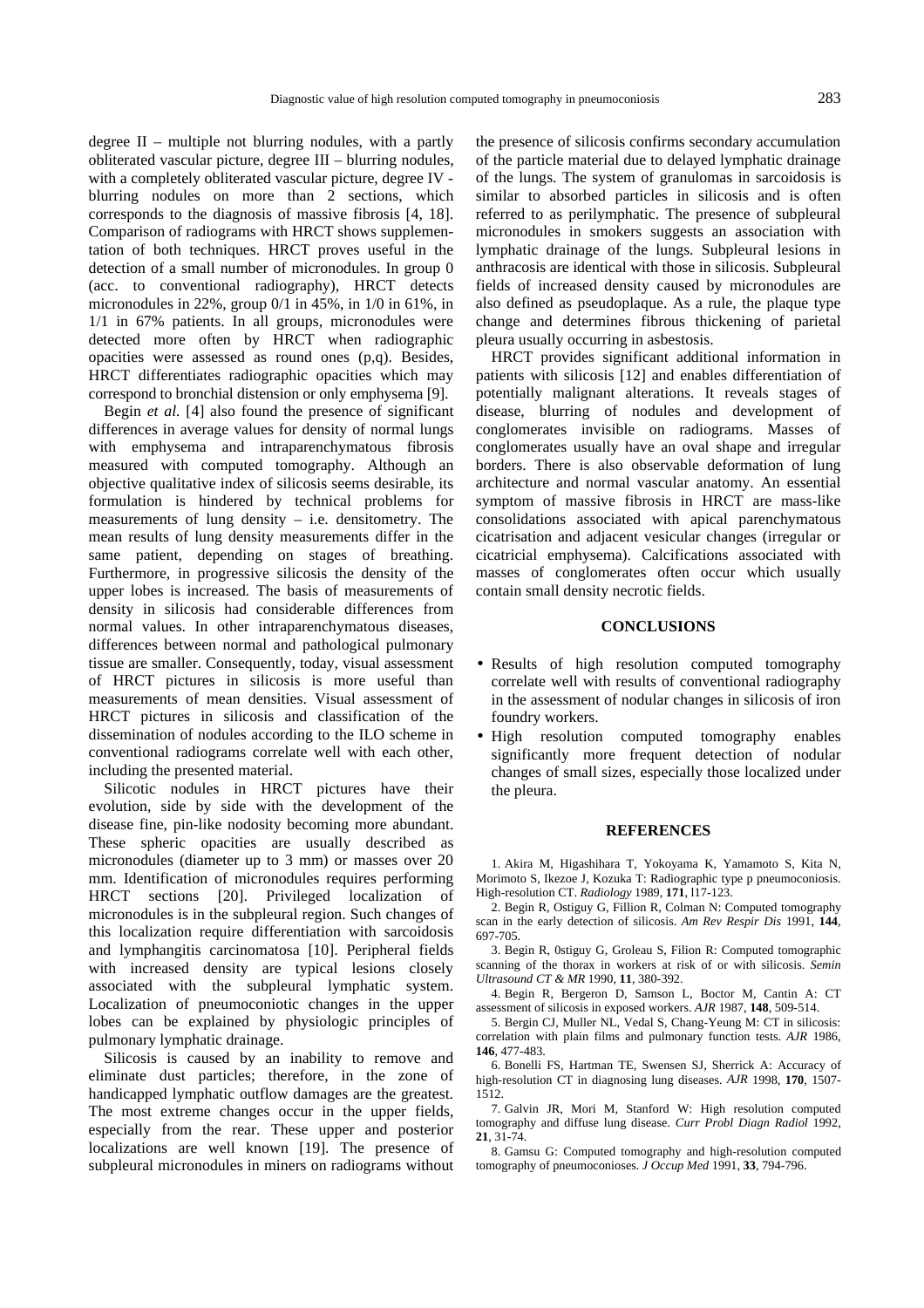degree II – multiple not blurring nodules, with a partly obliterated vascular picture, degree III – blurring nodules, with a completely obliterated vascular picture, degree IV - blurring nodules on more than 2 sections, which corresponds to the diagnosis of massive fibrosis [4, 18]. Comparison of radiograms with HRCT shows supplementation of both techniques. HRCT proves useful in the detection of a small number of micronodules. In group 0 (acc. to conventional radiography), HRCT detects micronodules in 22%, group 0/1 in 45%, in 1/0 in 61%, in 1/1 in 67% patients. In all groups, micronodules were detected more often by HRCT when radiographic opacities were assessed as round ones (p,q). Besides, HRCT differentiates radiographic opacities which may correspond to bronchial distension or only emphysema [9].

Begin *et al.* [4] also found the presence of significant differences in average values for density of normal lungs with emphysema and intraparenchymatous fibrosis measured with computed tomography. Although an objective qualitative index of silicosis seems desirable, its formulation is hindered by technical problems for measurements of lung density – i.e. densitometry. The mean results of lung density measurements differ in the same patient, depending on stages of breathing. Furthermore, in progressive silicosis the density of the upper lobes is increased. The basis of measurements of density in silicosis had considerable differences from normal values. In other intraparenchymatous diseases, differences between normal and pathological pulmonary tissue are smaller. Consequently, today, visual assessment of HRCT pictures in silicosis is more useful than measurements of mean densities. Visual assessment of HRCT pictures in silicosis and classification of the dissemination of nodules according to the ILO scheme in conventional radiograms correlate well with each other, including the presented material.

Silicotic nodules in HRCT pictures have their evolution, side by side with the development of the disease fine, pin-like nodosity becoming more abundant. These spheric opacities are usually described as micronodules (diameter up to 3 mm) or masses over 20 mm. Identification of micronodules requires performing HRCT sections [20]. Privileged localization of micronodules is in the subpleural region. Such changes of this localization require differentiation with sarcoidosis and lymphangitis carcinomatosa [10]. Peripheral fields with increased density are typical lesions closely associated with the subpleural lymphatic system. Localization of pneumoconiotic changes in the upper lobes can be explained by physiologic principles of pulmonary lymphatic drainage.

Silicosis is caused by an inability to remove and eliminate dust particles; therefore, in the zone of handicapped lymphatic outflow damages are the greatest. The most extreme changes occur in the upper fields, especially from the rear. These upper and posterior localizations are well known [19]. The presence of subpleural micronodules in miners on radiograms without the presence of silicosis confirms secondary accumulation of the particle material due to delayed lymphatic drainage of the lungs. The system of granulomas in sarcoidosis is similar to absorbed particles in silicosis and is often referred to as perilymphatic. The presence of subpleural micronodules in smokers suggests an association with lymphatic drainage of the lungs. Subpleural lesions in anthracosis are identical with those in silicosis. Subpleural fields of increased density caused by micronodules are also defined as pseudoplaque. As a rule, the plaque type change and determines fibrous thickening of parietal pleura usually occurring in asbestosis.

HRCT provides significant additional information in patients with silicosis [12] and enables differentiation of potentially malignant alterations. It reveals stages of disease, blurring of nodules and development of conglomerates invisible on radiograms. Masses of conglomerates usually have an oval shape and irregular borders. There is also observable deformation of lung architecture and normal vascular anatomy. An essential symptom of massive fibrosis in HRCT are mass-like consolidations associated with apical parenchymatous cicatrisation and adjacent vesicular changes (irregular or cicatricial emphysema). Calcifications associated with masses of conglomerates often occur which usually contain small density necrotic fields.

## CONCLUSIONS

- Results of high resolution computed tomography correlate well with results of conventional radiography in the assessment of nodular changes in silicosis of iron foundry workers.
- High resolution computed tomography enables significantly more frequent detection of nodular changes of small sizes, especially those localized under the pleura.

## REFERENCES

1. Akira M, Higashihara T, Yokoyama K, Yamamoto S, Kita N, Morimoto S, Ikezoe J, Kozuka T: Radiographic type p pneumoconiosis. High-resolution CT. *Radiology* 1989, **171**, l17-123.
2. Begin R, Ostiguy G, Fillion R, Colman N: Computed tomography scan in the early detection of silicosis. *Am Rev Respir Dis* 1991, **144**, 697-705.
3. Begin R, 0stiguy G, Groleau S, Filion R: Computed tomographic scanning of the thorax in workers at risk of or with silicosis. *Semin Ultrasound CT & MR* 1990, **11**, 380-392.
4. Begin R, Bergeron D, Samson L, Boctor M, Cantin A: CT assessment of silicosis in exposed workers. *AJR* 1987, **148**, 509-514.
5. Bergin CJ, Muller NL, Vedal S, Chang-Yeung M: CT in silicosis: correlation with plain films and pulmonary function tests. *AJR* 1986, **146**, 477-483.
6. Bonelli FS, Hartman TE, Swensen SJ, Sherrick A: Accuracy of high-resolution CT in diagnosing lung diseases. *AJR* 1998, **170**, 1507-1512.
7. Galvin JR, Mori M, Stanford W: High resolution computed tomography and diffuse lung disease. *Curr Probl Diagn Radiol* 1992, **21**, 31-74.
8. Gamsu G: Computed tomography and high-resolution computed tomography of pneumoconioses. *J Occup Med* 1991, **33**, 794-796.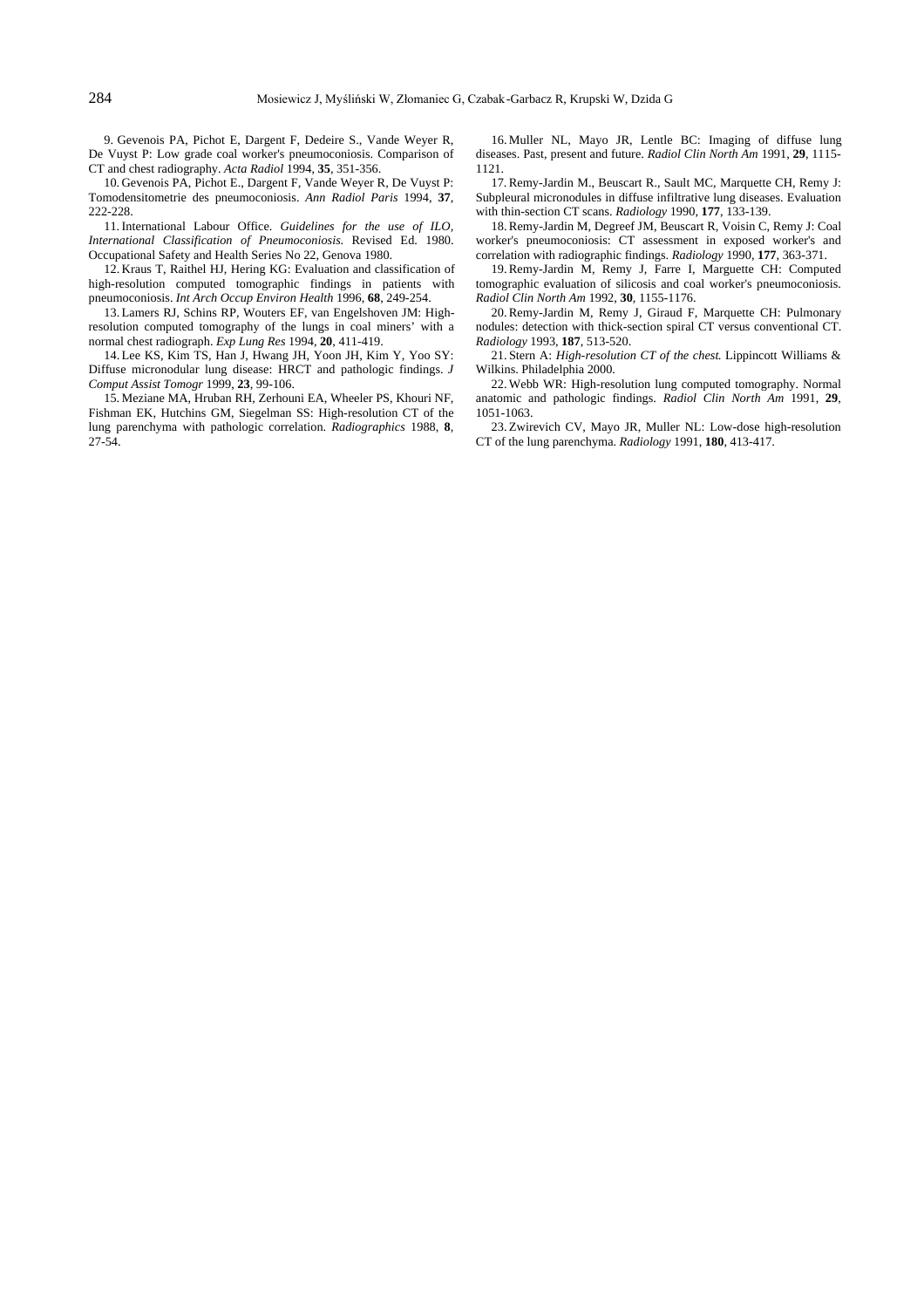9. Gevenois PA, Pichot E, Dargent F, Dedeire S., Vande Weyer R, De Vuyst P: Low grade coal worker's pneumoconiosis. Comparison of CT and chest radiography. *Acta Radiol* 1994, **35**, 351-356.

10. Gevenois PA, Pichot E., Dargent F, Vande Weyer R, De Vuyst P: Tomodensitometrie des pneumoconiosis. *Ann Radiol Paris* 1994, **37**, 222-228.

11. International Labour Office. *Guidelines for the use of ILO, International Classification of Pneumoconiosis.* Revised Ed. 1980. Occupational Safety and Health Series No 22, Genova 1980.

12. Kraus T, Raithel HJ, Hering KG: Evaluation and classification of high-resolution computed tomographic findings in patients with pneumoconiosis. *Int Arch Occup Environ Health* 1996, **68**, 249-254.

13. Lamers RJ, Schins RP, Wouters EF, van Engelshoven JM: High-resolution computed tomography of the lungs in coal miners' with a normal chest radiograph. *Exp Lung Res* 1994, **20**, 411-419.

14. Lee KS, Kim TS, Han J, Hwang JH, Yoon JH, Kim Y, Yoo SY: Diffuse micronodular lung disease: HRCT and pathologic findings. *J Comput Assist Tomogr* 1999, **23**, 99-106.

15. Meziane MA, Hruban RH, Zerhouni EA, Wheeler PS, Khouri NF, Fishman EK, Hutchins GM, Siegelman SS: High-resolution CT of the lung parenchyma with pathologic correlation. *Radiographics* 1988, **8**, 27-54.

16. Muller NL, Mayo JR, Lentle BC: Imaging of diffuse lung diseases. Past, present and future. *Radiol Clin North Am* 1991, **29**, 1115-1121.

17. Remy-Jardin M., Beuscart R., Sault MC, Marquette CH, Remy J: Subpleural micronodules in diffuse infiltrative lung diseases. Evaluation with thin-section CT scans. *Radiology* 1990, **177**, 133-139.

18. Remy-Jardin M, Degreef JM, Beuscart R, Voisin C, Remy J: Coal worker's pneumoconiosis: CT assessment in exposed worker's and correlation with radiographic findings. *Radiology* 1990, **177**, 363-371.

19. Remy-Jardin M, Remy J, Farre I, Marguette CH: Computed tomographic evaluation of silicosis and coal worker's pneumoconiosis. *Radiol Clin North Am* 1992, **30**, 1155-1176.

20. Remy-Jardin M, Remy J, Giraud F, Marquette CH: Pulmonary nodules: detection with thick-section spiral CT versus conventional CT. *Radiology* 1993, **187**, 513-520.

21. Stern A: *High-resolution CT of the chest.* Lippincott Williams & Wilkins. Philadelphia 2000.

22. Webb WR: High-resolution lung computed tomography. Normal anatomic and pathologic findings. *Radiol Clin North Am* 1991, **29**, 1051-1063.

23. Zwirevich CV, Mayo JR, Muller NL: Low-dose high-resolution CT of the lung parenchyma. *Radiology* 1991, **180**, 413-417.